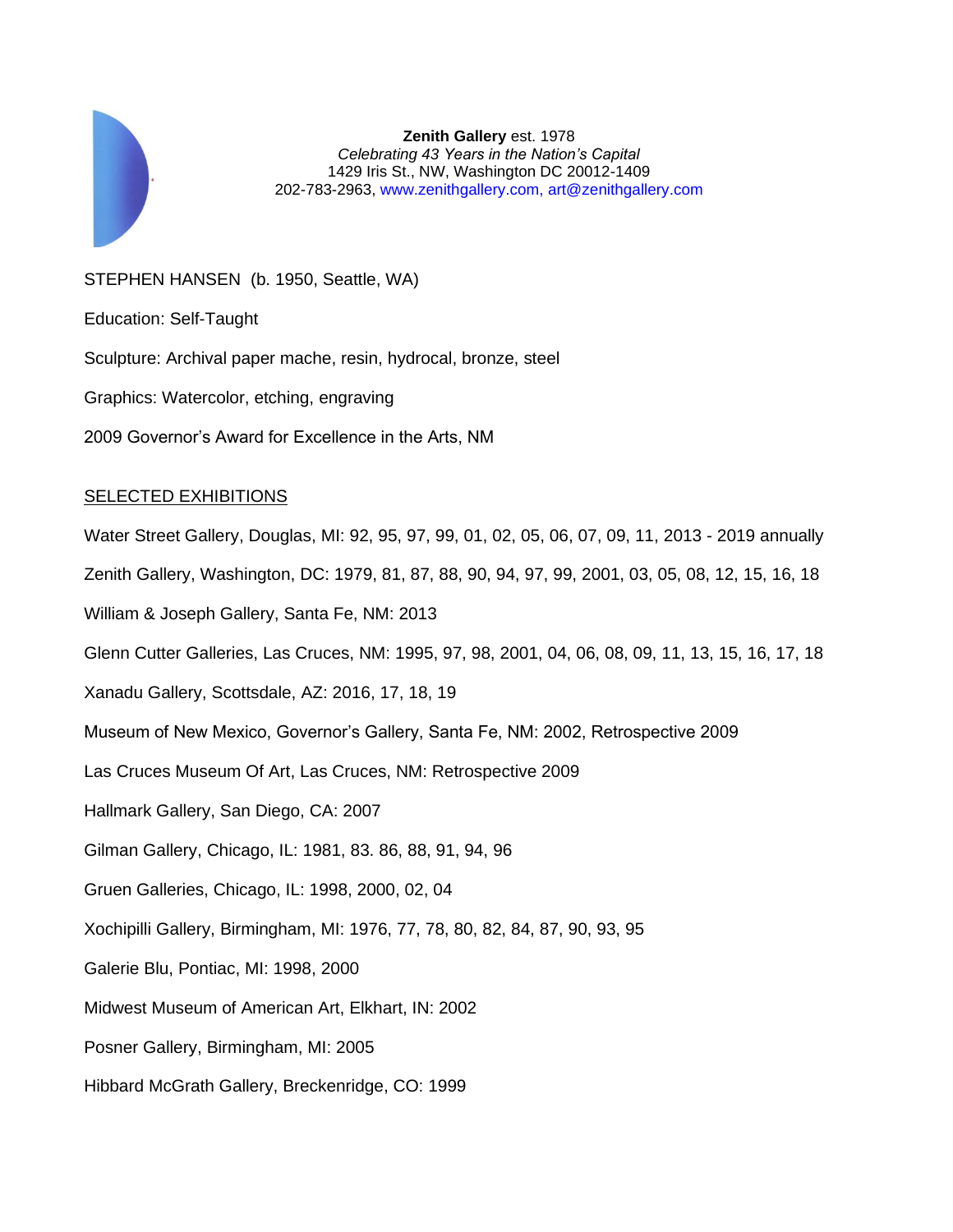**Zenith Gallery** est. 1978
*Celebrating 43 Years in the Nation's Capital*
1429 Iris St., NW, Washington DC 20012-1409
202-783-2963, www.zenithgallery.com, art@zenithgallery.com

STEPHEN HANSEN (b. 1950, Seattle, WA)

Education: Self-Taught

Sculpture: Archival paper mache, resin, hydrocal, bronze, steel

Graphics: Watercolor, etching, engraving

2009 Governor's Award for Excellence in the Arts, NM

## SELECTED EXHIBITIONS

Water Street Gallery, Douglas, MI: 92, 95, 97, 99, 01, 02, 05, 06, 07, 09, 11, 2013 - 2019 annually

Zenith Gallery, Washington, DC: 1979, 81, 87, 88, 90, 94, 97, 99, 2001, 03, 05, 08, 12, 15, 16, 18

William & Joseph Gallery, Santa Fe, NM: 2013

Glenn Cutter Galleries, Las Cruces, NM: 1995, 97, 98, 2001, 04, 06, 08, 09, 11, 13, 15, 16, 17, 18

Xanadu Gallery, Scottsdale, AZ: 2016, 17, 18, 19

Museum of New Mexico, Governor's Gallery, Santa Fe, NM: 2002, Retrospective 2009

Las Cruces Museum Of Art, Las Cruces, NM: Retrospective 2009

Hallmark Gallery, San Diego, CA: 2007

Gilman Gallery, Chicago, IL: 1981, 83. 86, 88, 91, 94, 96

Gruen Galleries, Chicago, IL: 1998, 2000, 02, 04

Xochipilli Gallery, Birmingham, MI: 1976, 77, 78, 80, 82, 84, 87, 90, 93, 95

Galerie Blu, Pontiac, MI: 1998, 2000

Midwest Museum of American Art, Elkhart, IN: 2002

Posner Gallery, Birmingham, MI: 2005

Hibbard McGrath Gallery, Breckenridge, CO: 1999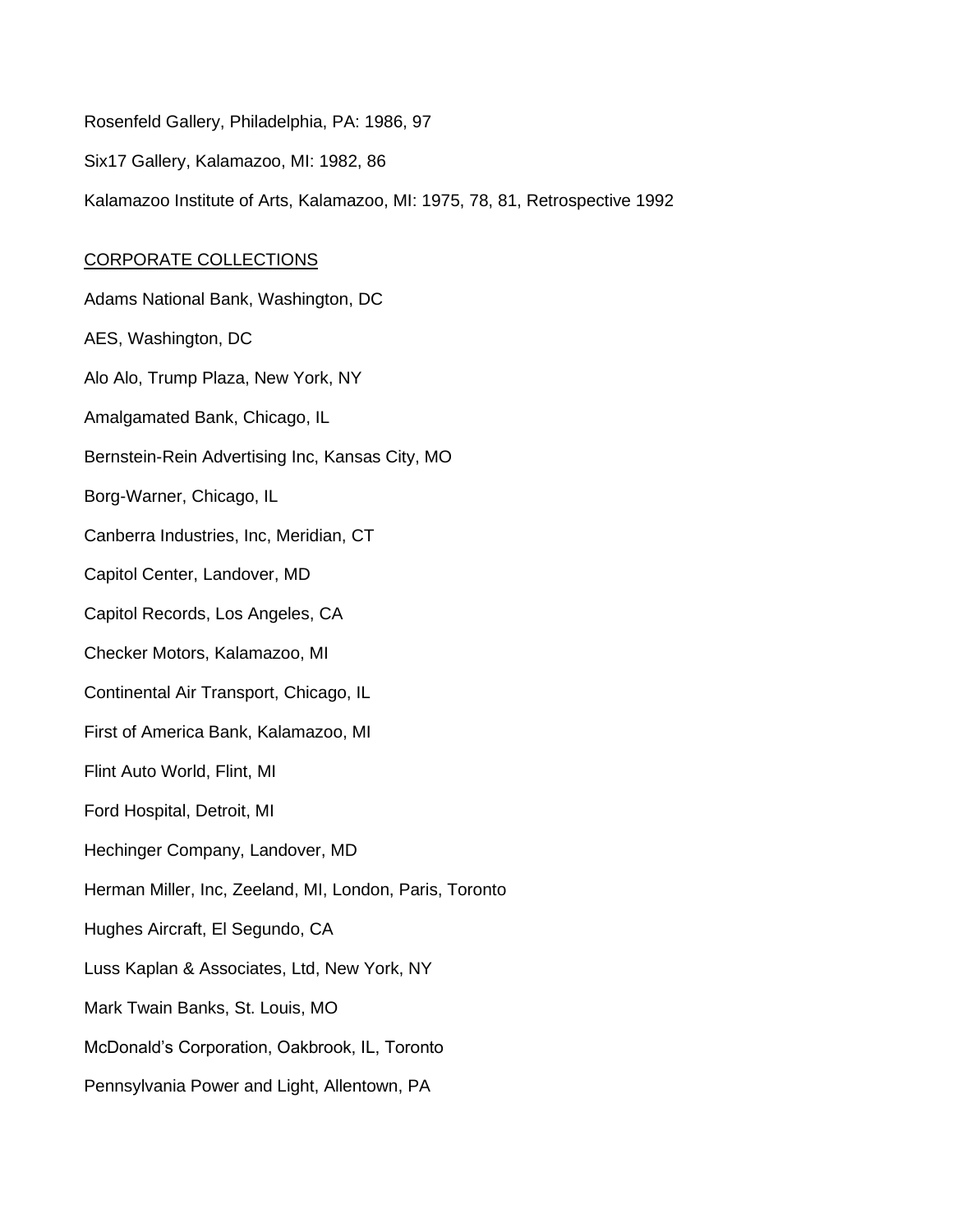Rosenfeld Gallery, Philadelphia, PA: 1986, 97

Six17 Gallery, Kalamazoo, MI: 1982, 86

Kalamazoo Institute of Arts, Kalamazoo, MI: 1975, 78, 81, Retrospective 1992

## CORPORATE COLLECTIONS

Adams National Bank, Washington, DC

AES, Washington, DC

Alo Alo, Trump Plaza, New York, NY

Amalgamated Bank, Chicago, IL

Bernstein-Rein Advertising Inc, Kansas City, MO

Borg-Warner, Chicago, IL

Canberra Industries, Inc, Meridian, CT

Capitol Center, Landover, MD

Capitol Records, Los Angeles, CA

Checker Motors, Kalamazoo, MI

Continental Air Transport, Chicago, IL

First of America Bank, Kalamazoo, MI

Flint Auto World, Flint, MI

Ford Hospital, Detroit, MI

Hechinger Company, Landover, MD

Herman Miller, Inc, Zeeland, MI, London, Paris, Toronto

Hughes Aircraft, El Segundo, CA

Luss Kaplan & Associates, Ltd, New York, NY

Mark Twain Banks, St. Louis, MO

McDonald's Corporation, Oakbrook, IL, Toronto

Pennsylvania Power and Light, Allentown, PA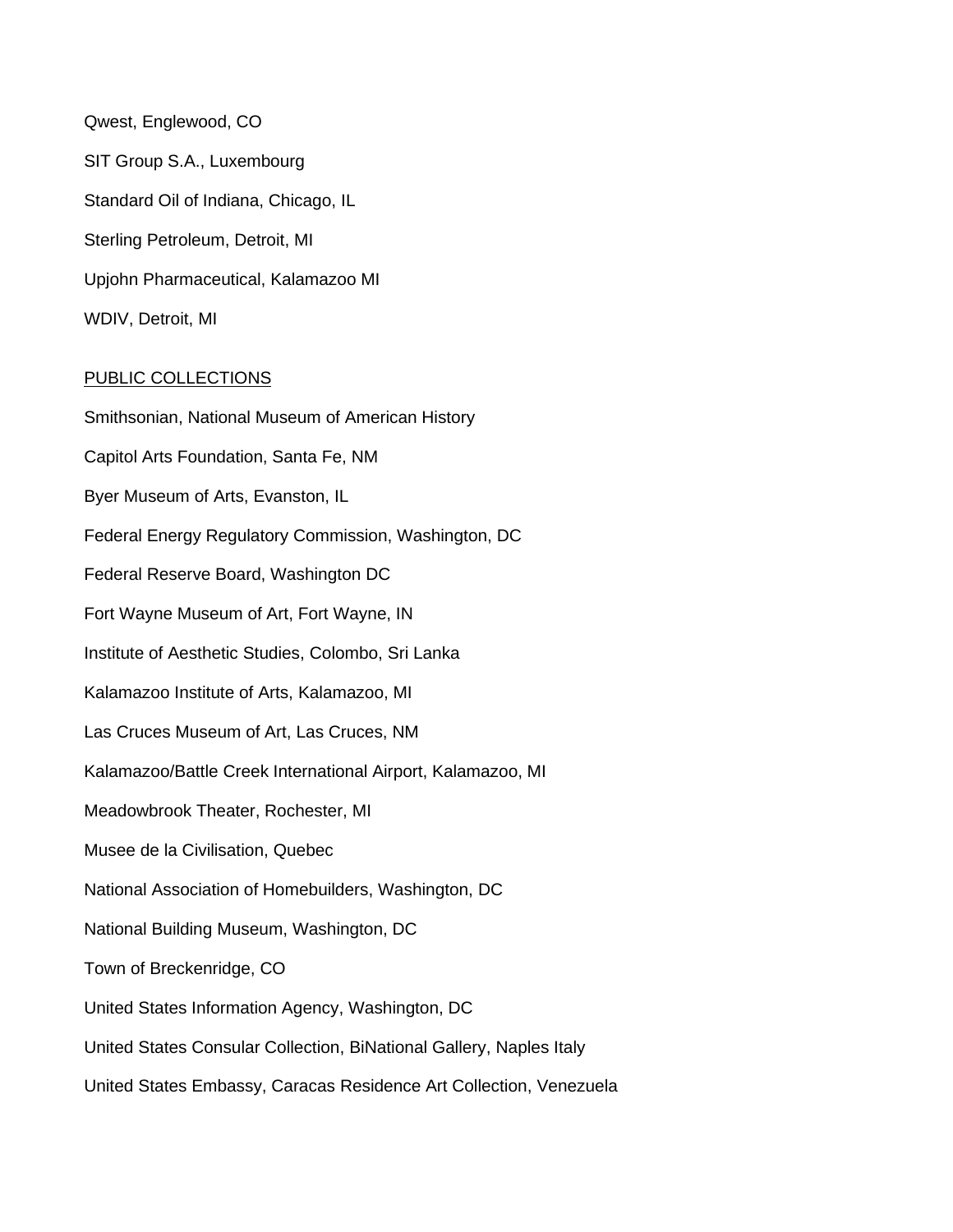Qwest, Englewood, CO

SIT Group S.A., Luxembourg

Standard Oil of Indiana, Chicago, IL

Sterling Petroleum, Detroit, MI

Upjohn Pharmaceutical, Kalamazoo MI

WDIV, Detroit, MI

## PUBLIC COLLECTIONS

Smithsonian, National Museum of American History

Capitol Arts Foundation, Santa Fe, NM

Byer Museum of Arts, Evanston, IL

Federal Energy Regulatory Commission, Washington, DC

Federal Reserve Board, Washington DC

Fort Wayne Museum of Art, Fort Wayne, IN

Institute of Aesthetic Studies, Colombo, Sri Lanka

Kalamazoo Institute of Arts, Kalamazoo, MI

Las Cruces Museum of Art, Las Cruces, NM

Kalamazoo/Battle Creek International Airport, Kalamazoo, MI

Meadowbrook Theater, Rochester, MI

Musee de la Civilisation, Quebec

National Association of Homebuilders, Washington, DC

National Building Museum, Washington, DC

Town of Breckenridge, CO

United States Information Agency, Washington, DC

United States Consular Collection, BiNational Gallery, Naples Italy

United States Embassy, Caracas Residence Art Collection, Venezuela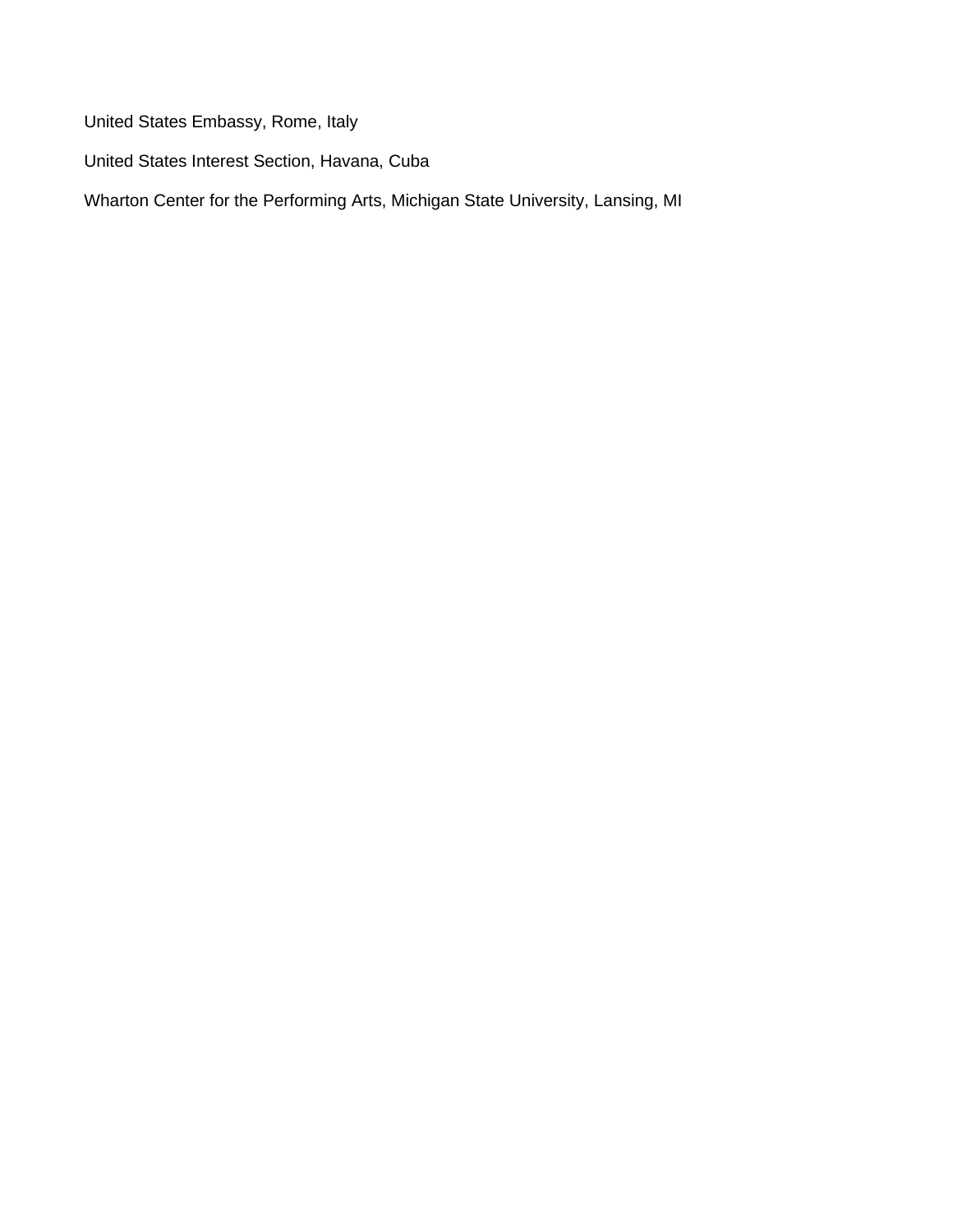United States Embassy, Rome, Italy

United States Interest Section, Havana, Cuba

Wharton Center for the Performing Arts, Michigan State University, Lansing, MI